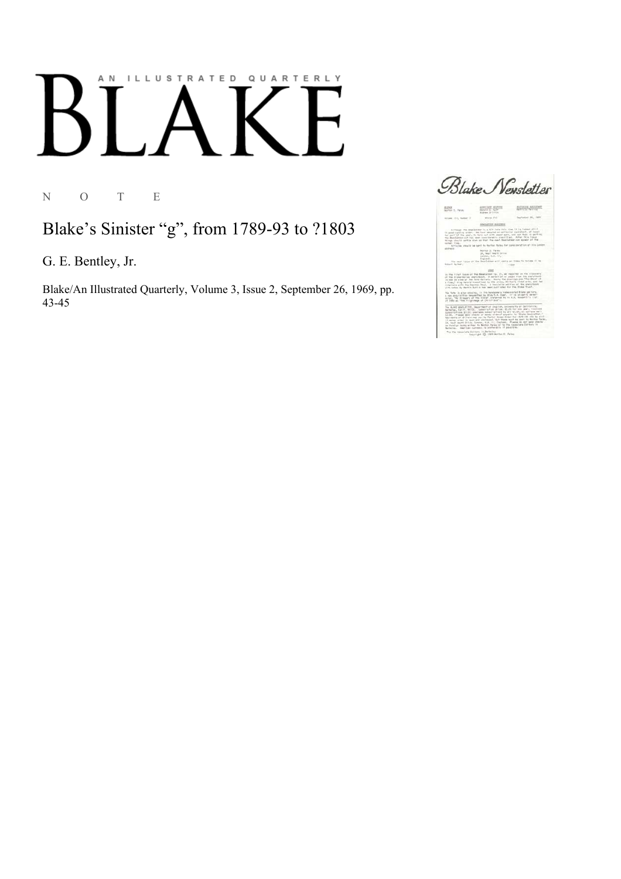# AN ILLUSTRATED QUARTERLY

# BLAKE

N O T E

## Blake's Sinister "g", from 1789-93 to ?1803

G. E. Bentley, Jr.

Blake/An Illustrated Quarterly, Volume 3, Issue 2, September 26, 1969, pp. 43-45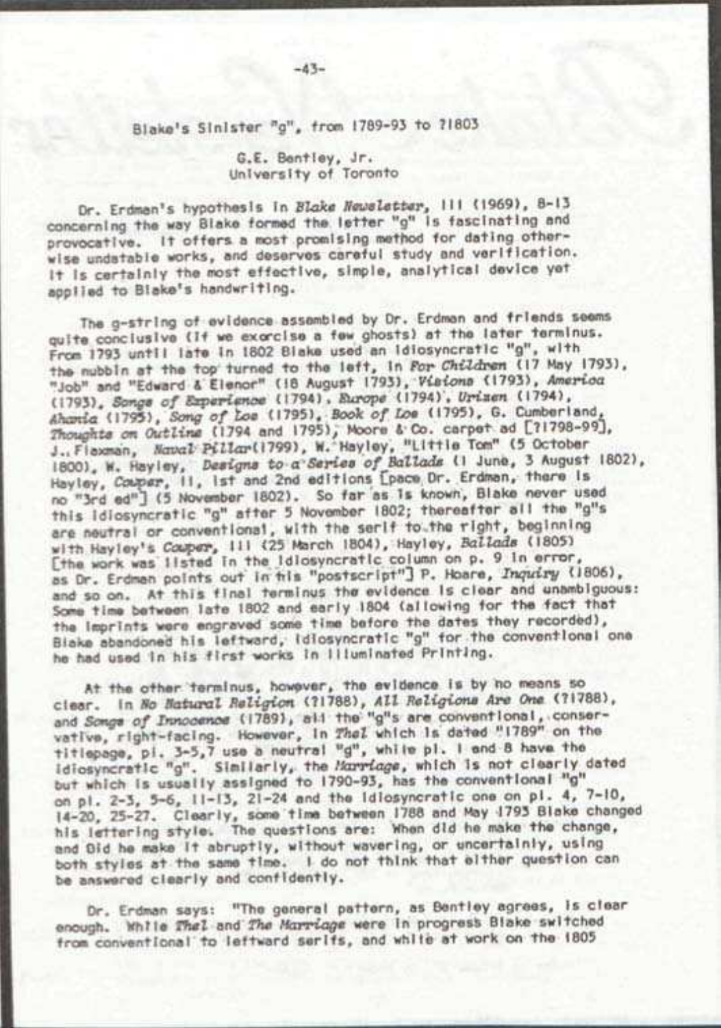## Blake's Sinister "g", from 1789-93 to ?1803

G.E. Bentley, Jr.
University of Toronto

Dr. Erdman's hypothesis in *Blake Newsletter*, III (1969), 8-13 concerning the way Blake formed the letter "g" is fascinating and provocative. It offers a most promising method for dating otherwise undatable works, and deserves careful study and verification. It is certainly the most effective, simple, analytical device yet applied to Blake's handwriting.

The g-string of evidence assembled by Dr. Erdman and friends seems quite conclusive (if we exorcise a few ghosts) at the later terminus. From 1793 until late in 1802 Blake used an idiosyncratic "g", with the nubbin at the top turned to the left, in *For Children* (17 May 1793), "Job" and "Edward & Elenor" (18 August 1793), *Visions* (1793), *America* (1793), *Songs of Experience* (1794), *Europe* (1794), *Urizen* (1794), *Ahania* (1795), *Song of Los* (1795), *Book of Los* (1795), G. Cumberland, *Thoughts on Outline* (1794 and 1795), Moore & Co. carpet ad [?1798-99], J. Flaxman, *Naval Pillar*(1799), W. Hayley, "Little Tom" (5 October 1800), W. Hayley, *Designs to a Series of Ballads* (1 June, 3 August 1802), Hayley, *Cowper*, II, 1st and 2nd editions [pace Dr. Erdman, there is no "3rd ed"] (5 November 1802). So far as is known, Blake never used this idiosyncratic "g" after 5 November 1802; thereafter all the "g"s are neutral or conventional, with the serif to the right, beginning with Hayley's *Cowper*, III (25 March 1804), Hayley, *Ballads* (1805) [the work was listed in the idiosyncratic column on p. 9 in error, as Dr. Erdman points out in his "postscript"] P. Hoare, *Inquiry* (1806), and so on. At this final terminus the evidence is clear and unambiguous: Some time between late 1802 and early 1804 (allowing for the fact that the imprints were engraved some time before the dates they recorded), Blake abandoned his leftward, idiosyncratic "g" for the conventional one he had used in his first works in Illuminated Printing.

At the other terminus, however, the evidence is by no means so clear. In *No Natural Religion* (?1788), *All Religions Are One* (?1788), and *Songs of Innocence* (1789), all the "g"s are conventional, conservative, right-facing. However, in *Thel* which is dated "1789" on the titlepage, pl. 3-5,7 use a neutral "g", while pl. 1 and 8 have the idiosyncratic "g". Similarly, the *Marriage*, which is not clearly dated but which is usually assigned to 1790-93, has the conventional "g" on pl. 2-3, 5-6, 11-13, 21-24 and the idiosyncratic one on pl. 4, 7-10, 14-20, 25-27. Clearly, some time between 1788 and May 1793 Blake changed his lettering style. The questions are: When did he make the change, and did he make it abruptly, without wavering, or uncertainly, using both styles at the same time. I do not think that either question can be answered clearly and confidently.

Dr. Erdman says: "The general pattern, as Bentley agrees, is clear enough. While *Thel* and *The Marriage* were in progress Blake switched from conventional to leftward serifs, and while at work on the 1805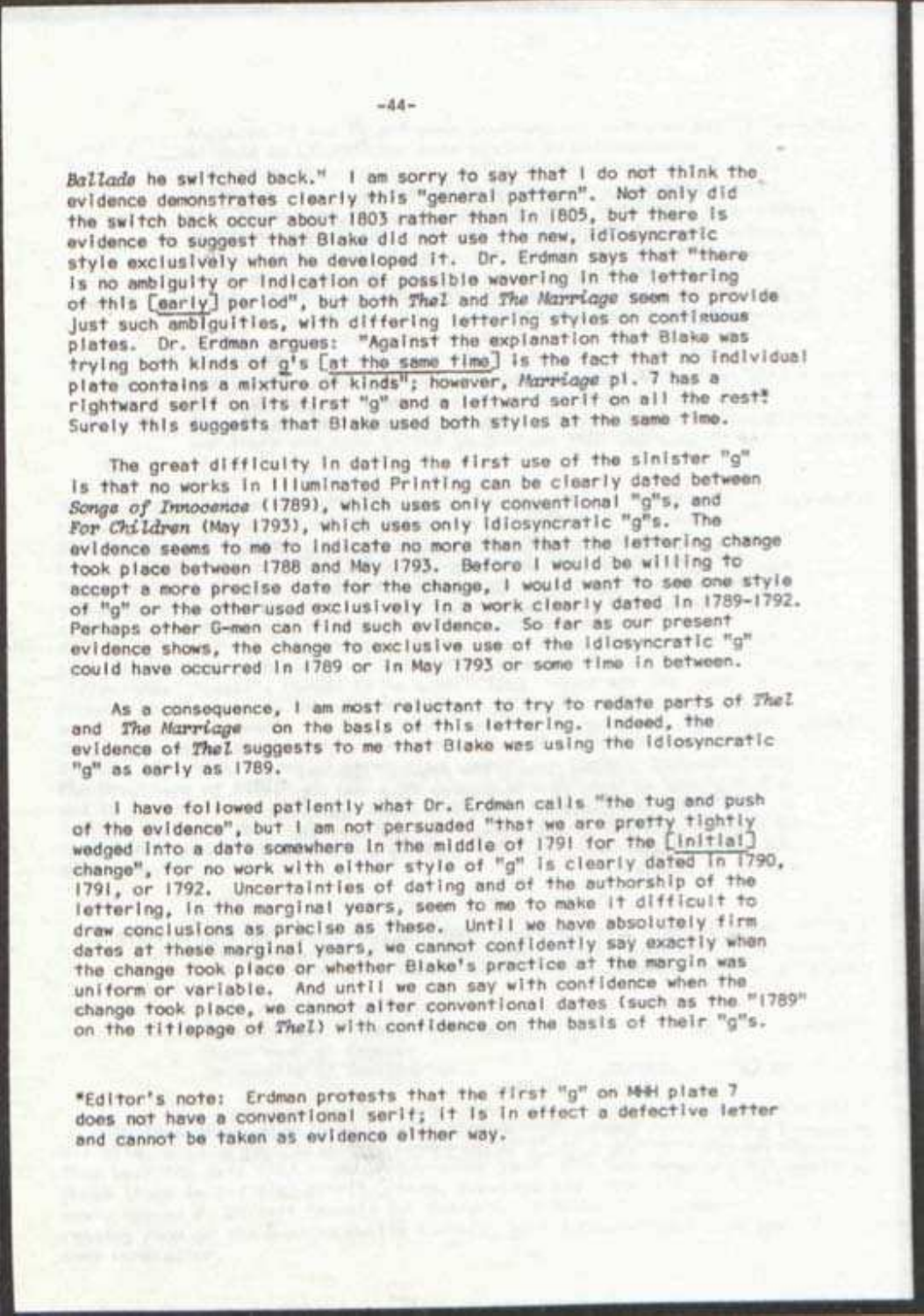*Ballads* he switched back." I am sorry to say that I do not think the evidence demonstrates clearly this "general pattern". Not only did the switch back occur about 1803 rather than in 1805, but there is evidence to suggest that Blake did not use the new, idiosyncratic style exclusively when he developed it. Dr. Erdman says that "there is no ambiguity or indication of possible wavering in the lettering of this [early] period", but both *Thel* and *The Marriage* seem to provide just such ambiguities, with differing lettering styles on contiguous plates. Dr. Erdman argues: "Against the explanation that Blake was trying both kinds of g's [at the same time] is the fact that no individual plate contains a mixture of kinds"; however, *Marriage* pl. 7 has a rightward serif on its first "g" and a leftward serif on all the rest.* Surely this suggests that Blake used both styles at the same time.

The great difficulty in dating the first use of the sinister "g" is that no works in Illuminated Printing can be clearly dated between *Songs of Innocence* (1789), which uses only conventional "g"s, and *For Children* (May 1793), which uses only idiosyncratic "g"s. The evidence seems to me to indicate no more than that the lettering change took place between 1788 and May 1793. Before I would be willing to accept a more precise date for the change, I would want to see one style of "g" or the other used exclusively in a work clearly dated in 1789-1792. Perhaps other G-men can find such evidence. So far as our present evidence shows, the change to exclusive use of the idiosyncratic "g" could have occurred in 1789 or in May 1793 or some time in between.

As a consequence, I am most reluctant to try to redate parts of *Thel* and *The Marriage* on the basis of this lettering. Indeed, the evidence of *Thel* suggests to me that Blake was using the idiosyncratic "g" as early as 1789.

I have followed patiently what Dr. Erdman calls "the tug and push of the evidence", but I am not persuaded "that we are pretty tightly wedged into a date somewhere in the middle of 1791 for the [initial] change", for no work with either style of "g" is clearly dated in 1790, 1791, or 1792. Uncertainties of dating and of the authorship of the lettering, in the marginal years, seem to me to make it difficult to draw conclusions as precise as these. Until we have absolutely firm dates at these marginal years, we cannot confidently say exactly when the change took place or whether Blake's practice at the margin was uniform or variable. And until we can say with confidence when the change took place, we cannot alter conventional dates (such as the "1789" on the titlepage of *Thel*) with confidence on the basis of their "g"s.

*Editor's note: Erdman protests that the first "g" on MHH plate 7 does not have a conventional serif; it is in effect a defective letter and cannot be taken as evidence either way.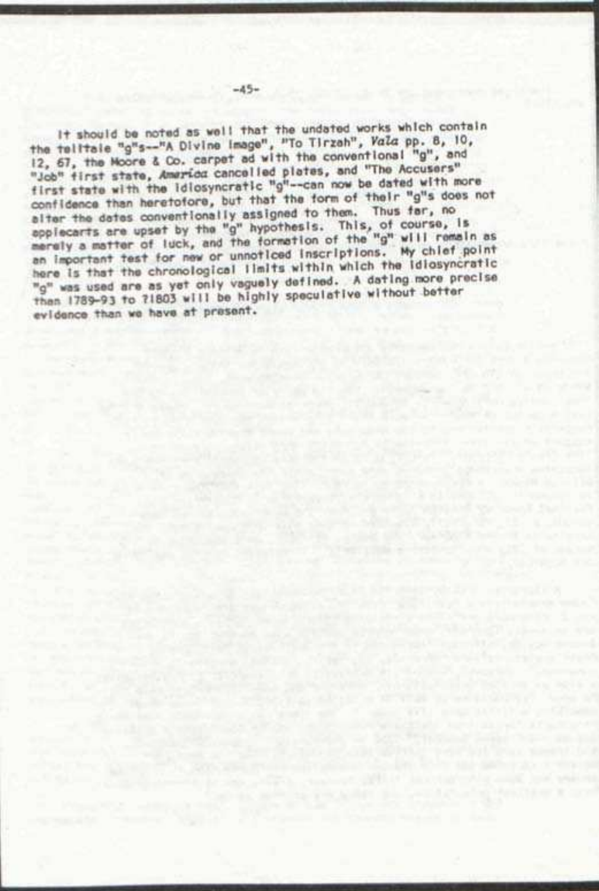It should be noted as well that the undated works which contain the telltale "g"s--"A Divine Image", "To Tirzah", *Vala* pp. 8, 10, 12, 67, the Moore & Co. carpet ad with the conventional "g", and "Job" first state, *America* cancelled plates, and "The Accusers" first state with the idiosyncratic "g"--can now be dated with more confidence than heretofore, but that the form of their "g"s does not alter the dates conventionally assigned to them. Thus far, no applecarts are upset by the "g" hypothesis. This, of course, is merely a matter of luck, and the formation of the "g" will remain as an important test for new or unnoticed inscriptions. My chief point here is that the chronological limits within which the idiosyncratic "g" was used are as yet only vaguely defined. A dating more precise than 1789-93 to ?1803 will be highly speculative without better evidence than we have at present.